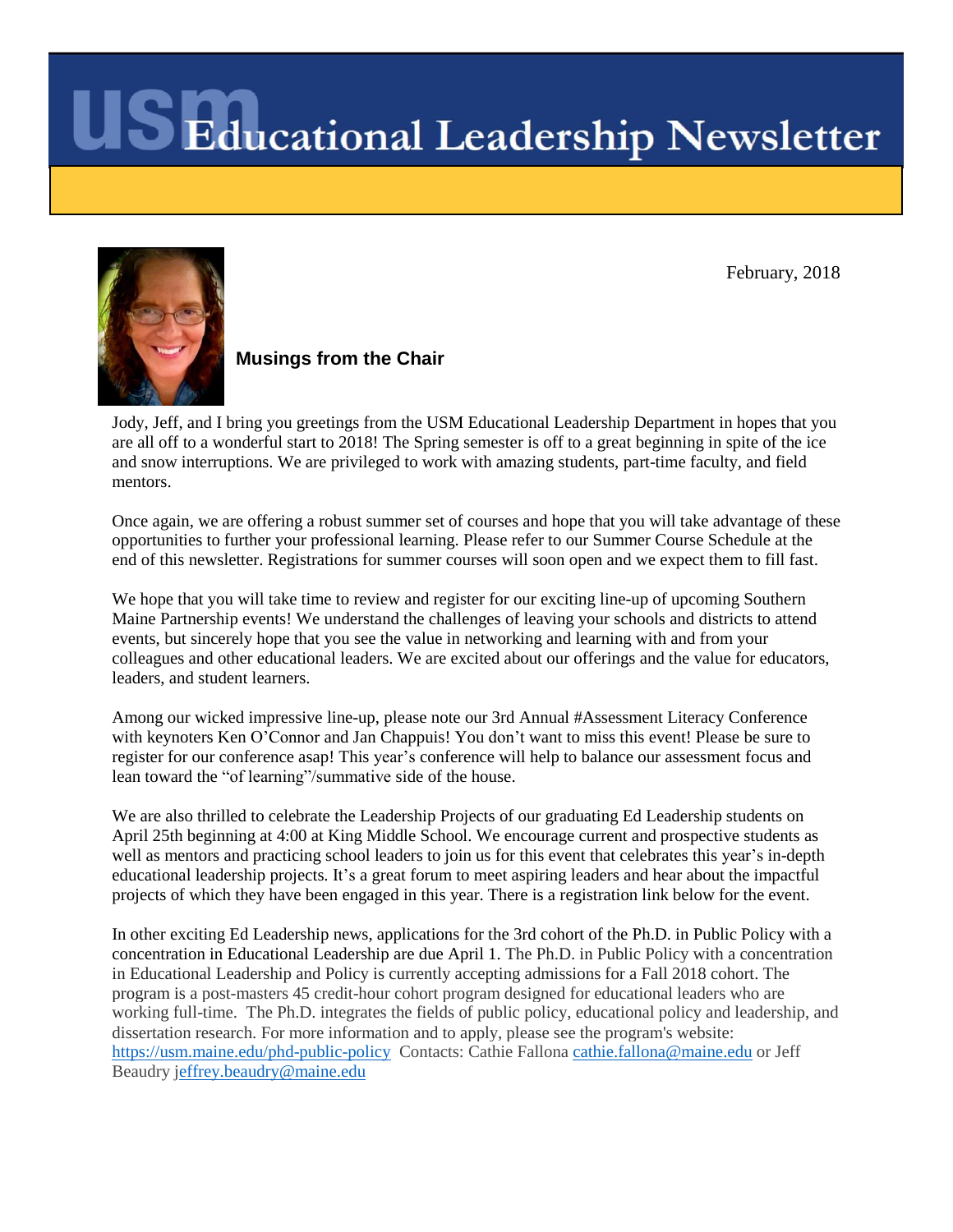# USM Educational Leadership Newsletter

February, 2018

## Musings from the Chair

Jody, Jeff, and I bring you greetings from the USM Educational Leadership Department in hopes that you are all off to a wonderful start to 2018! The Spring semester is off to a great beginning in spite of the ice and snow interruptions. We are privileged to work with amazing students, part-time faculty, and field mentors.

Once again, we are offering a robust summer set of courses and hope that you will take advantage of these opportunities to further your professional learning. Please refer to our Summer Course Schedule at the end of this newsletter. Registrations for summer courses will soon open and we expect them to fill fast.

We hope that you will take time to review and register for our exciting line-up of upcoming Southern Maine Partnership events! We understand the challenges of leaving your schools and districts to attend events, but sincerely hope that you see the value in networking and learning with and from your colleagues and other educational leaders. We are excited about our offerings and the value for educators, leaders, and student learners.

Among our wicked impressive line-up, please note our 3rd Annual #Assessment Literacy Conference with keynoters Ken O'Connor and Jan Chappuis! You don't want to miss this event! Please be sure to register for our conference asap! This year's conference will help to balance our assessment focus and lean toward the "of learning"/summative side of the house.

We are also thrilled to celebrate the Leadership Projects of our graduating Ed Leadership students on April 25th beginning at 4:00 at King Middle School. We encourage current and prospective students as well as mentors and practicing school leaders to join us for this event that celebrates this year's in-depth educational leadership projects. It's a great forum to meet aspiring leaders and hear about the impactful projects of which they have been engaged in this year. There is a registration link below for the event.

In other exciting Ed Leadership news, applications for the 3rd cohort of the Ph.D. in Public Policy with a concentration in Educational Leadership are due April 1. The Ph.D. in Public Policy with a concentration in Educational Leadership and Policy is currently accepting admissions for a Fall 2018 cohort. The program is a post-masters 45 credit-hour cohort program designed for educational leaders who are working full-time. The Ph.D. integrates the fields of public policy, educational policy and leadership, and dissertation research. For more information and to apply, please see the program's website: https://usm.maine.edu/phd-public-policy Contacts: Cathie Fallona cathie.fallona@maine.edu or Jeff Beaudry jeffrey.beaudry@maine.edu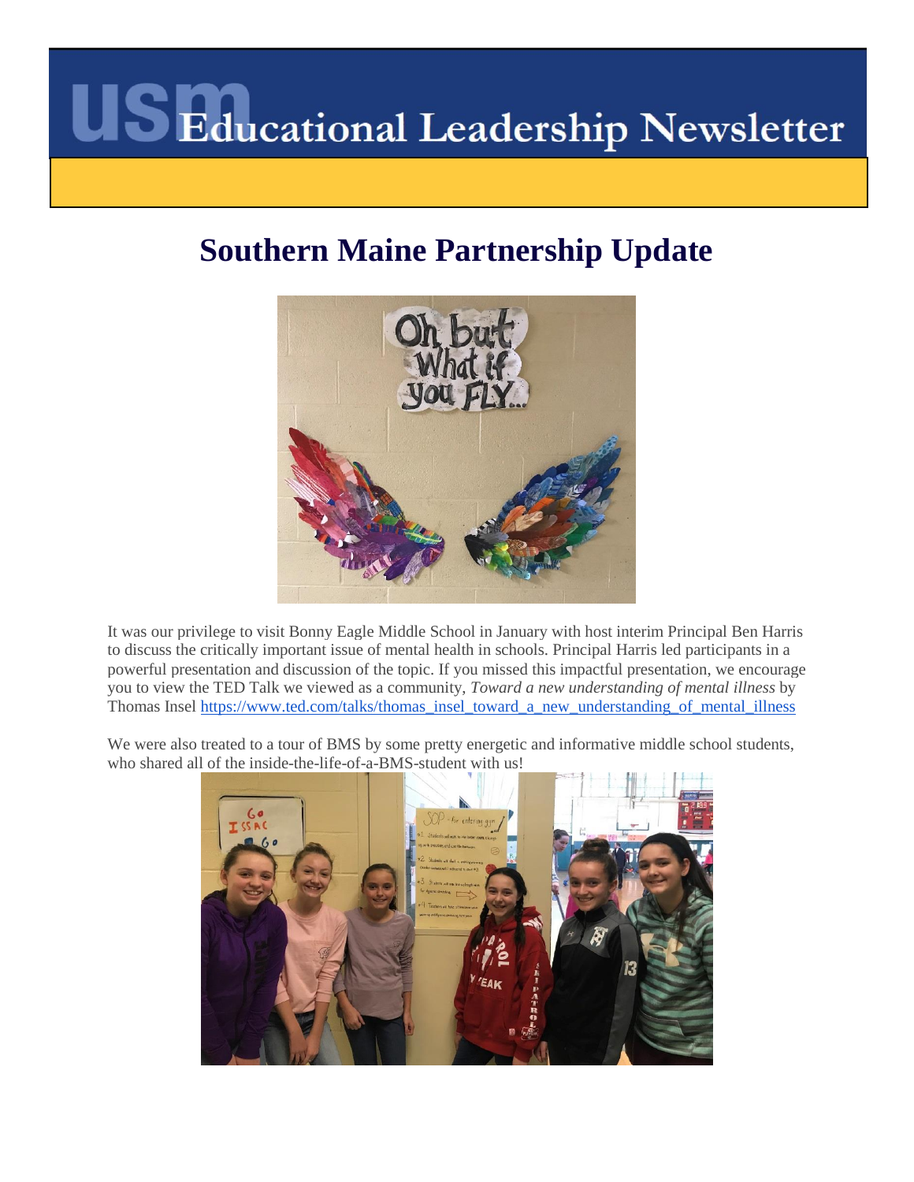# USM Educational Leadership Newsletter

## Southern Maine Partnership Update

It was our privilege to visit Bonny Eagle Middle School in January with host interim Principal Ben Harris to discuss the critically important issue of mental health in schools. Principal Harris led participants in a powerful presentation and discussion of the topic. If you missed this impactful presentation, we encourage you to view the TED Talk we viewed as a community, *Toward a new understanding of mental illness* by Thomas Insel https://www.ted.com/talks/thomas_insel_toward_a_new_understanding_of_mental_illness

We were also treated to a tour of BMS by some pretty energetic and informative middle school students, who shared all of the inside-the-life-of-a-BMS-student with us!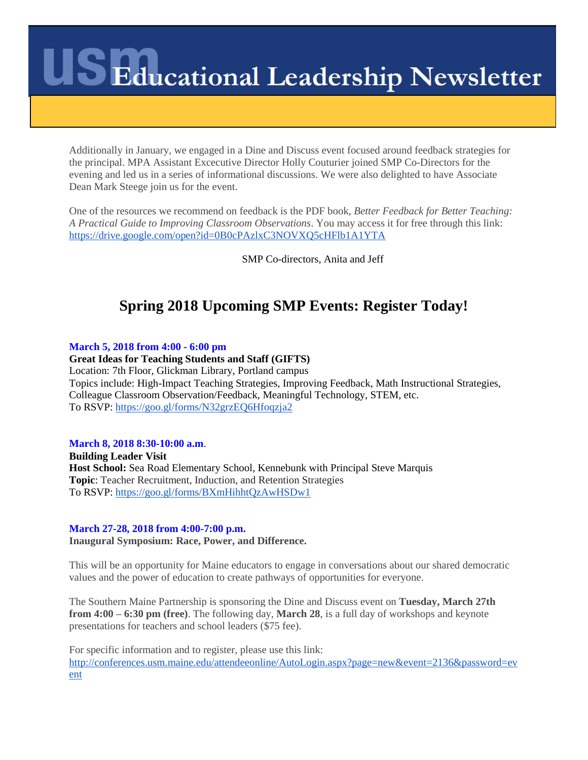# USM Educational Leadership Newsletter

Additionally in January, we engaged in a Dine and Discuss event focused around feedback strategies for the principal. MPA Assistant Excecutive Director Holly Couturier joined SMP Co-Directors for the evening and led us in a series of informational discussions. We were also delighted to have Associate Dean Mark Steege join us for the event.

One of the resources we recommend on feedback is the PDF book, *Better Feedback for Better Teaching: A Practical Guide to Improving Classroom Observations*. You may access it for free through this link: https://drive.google.com/open?id=0B0cPAzlxC3NOVXQ5cHFlb1A1YTA

SMP Co-directors, Anita and Jeff

## Spring 2018 Upcoming SMP Events: Register Today!

**March 5, 2018 from 4:00 - 6:00 pm**
**Great Ideas for Teaching Students and Staff (GIFTS)**
Location: 7th Floor, Glickman Library, Portland campus
Topics include: High-Impact Teaching Strategies, Improving Feedback, Math Instructional Strategies, Colleague Classroom Observation/Feedback, Meaningful Technology, STEM, etc.
To RSVP: https://goo.gl/forms/N32grzEQ6Hfoqzja2

**March 8, 2018 8:30-10:00 a.m**.
**Building Leader Visit**
**Host School:** Sea Road Elementary School, Kennebunk with Principal Steve Marquis
**Topic**: Teacher Recruitment, Induction, and Retention Strategies
To RSVP: https://goo.gl/forms/BXmHihhtQzAwHSDw1

**March 27-28, 2018 from 4:00-7:00 p.m.**
**Inaugural Symposium: Race, Power, and Difference.**

This will be an opportunity for Maine educators to engage in conversations about our shared democratic values and the power of education to create pathways of opportunities for everyone.

The Southern Maine Partnership is sponsoring the Dine and Discuss event on **Tuesday, March 27th from 4:00 – 6:30 pm (free)**. The following day, **March 28**, is a full day of workshops and keynote presentations for teachers and school leaders ($75 fee).

For specific information and to register, please use this link:
http://conferences.usm.maine.edu/attendeeonline/AutoLogin.aspx?page=new&event=2136&password=event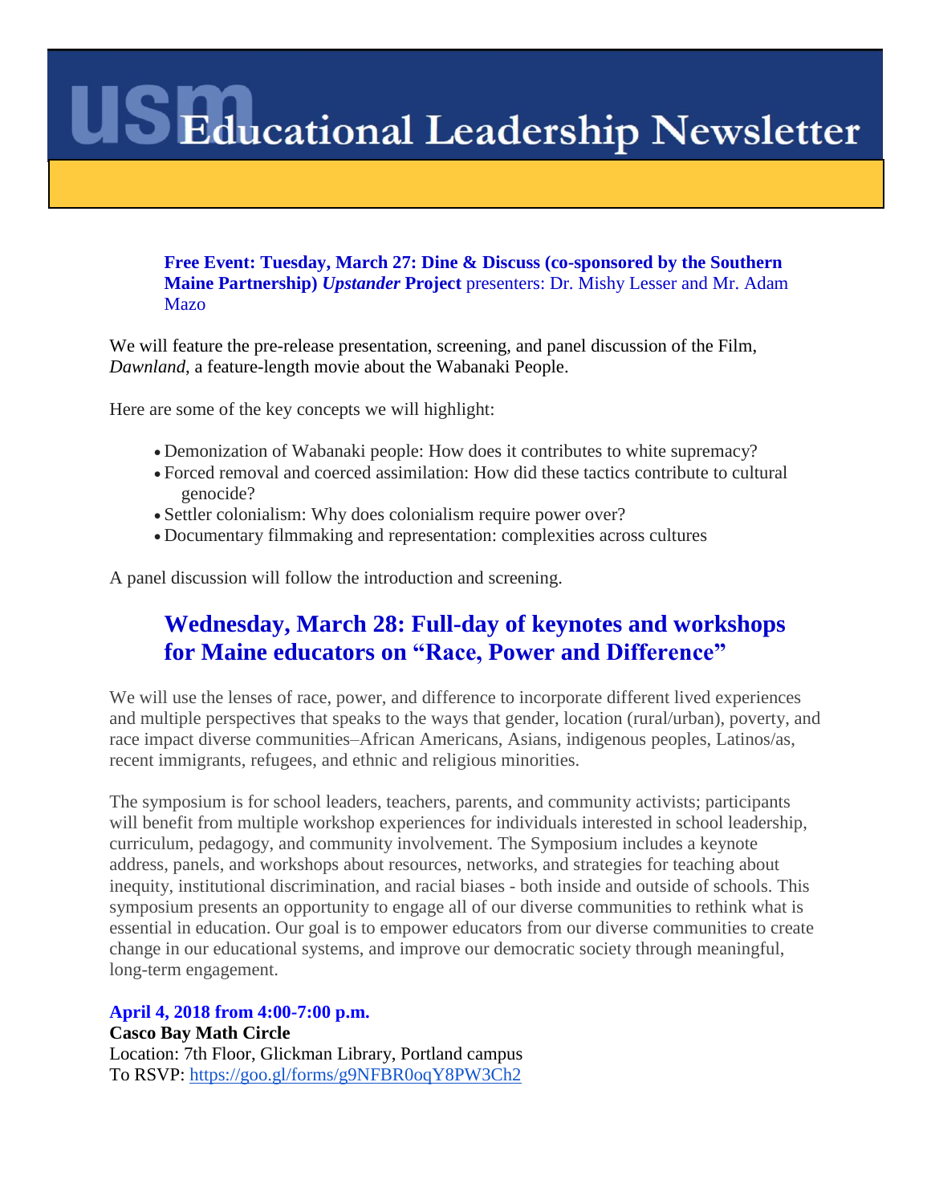# USM Educational Leadership Newsletter

**Free Event: Tuesday, March 27: Dine & Discuss (co-sponsored by the Southern Maine Partnership) *Upstander* Project** presenters: Dr. Mishy Lesser and Mr. Adam Mazo

We will feature the pre-release presentation, screening, and panel discussion of the Film, *Dawnland*, a feature-length movie about the Wabanaki People.

Here are some of the key concepts we will highlight:

- Demonization of Wabanaki people: How does it contributes to white supremacy?
- Forced removal and coerced assimilation: How did these tactics contribute to cultural genocide?
- Settler colonialism: Why does colonialism require power over?
- Documentary filmmaking and representation: complexities across cultures

A panel discussion will follow the introduction and screening.

## Wednesday, March 28: Full-day of keynotes and workshops for Maine educators on "Race, Power and Difference"

We will use the lenses of race, power, and difference to incorporate different lived experiences and multiple perspectives that speaks to the ways that gender, location (rural/urban), poverty, and race impact diverse communities–African Americans, Asians, indigenous peoples, Latinos/as, recent immigrants, refugees, and ethnic and religious minorities.

The symposium is for school leaders, teachers, parents, and community activists; participants will benefit from multiple workshop experiences for individuals interested in school leadership, curriculum, pedagogy, and community involvement. The Symposium includes a keynote address, panels, and workshops about resources, networks, and strategies for teaching about inequity, institutional discrimination, and racial biases - both inside and outside of schools. This symposium presents an opportunity to engage all of our diverse communities to rethink what is essential in education. Our goal is to empower educators from our diverse communities to create change in our educational systems, and improve our democratic society through meaningful, long-term engagement.

**April 4, 2018 from 4:00-7:00 p.m.**
**Casco Bay Math Circle**
Location: 7th Floor, Glickman Library, Portland campus
To RSVP: https://goo.gl/forms/g9NFBR0oqY8PW3Ch2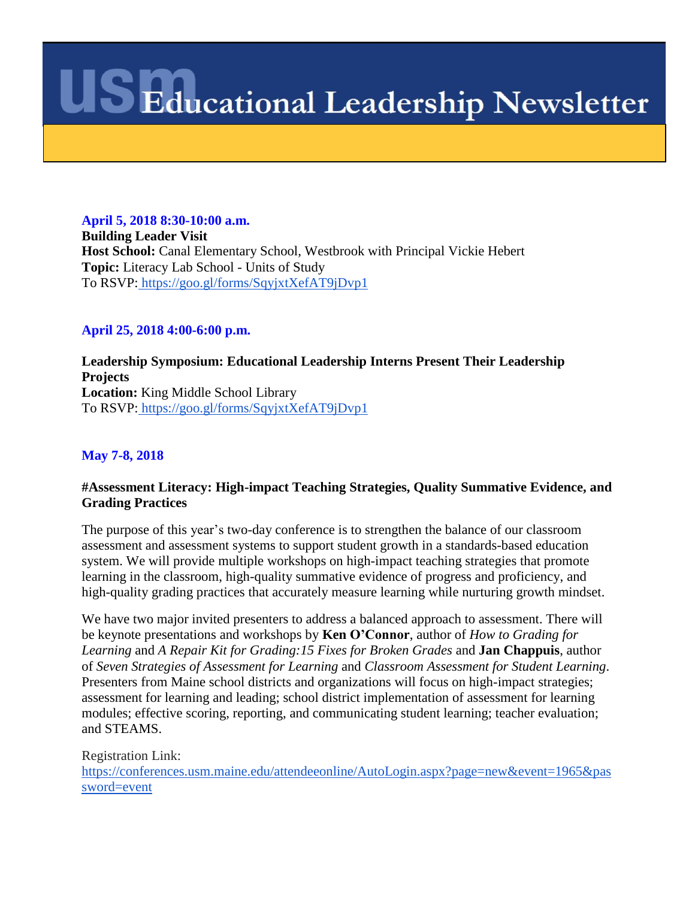# USM Educational Leadership Newsletter

**April 5, 2018 8:30-10:00 a.m.**
**Building Leader Visit**
**Host School:** Canal Elementary School, Westbrook with Principal Vickie Hebert
**Topic:** Literacy Lab School - Units of Study
To RSVP: https://goo.gl/forms/SqyjxtXefAT9jDvp1

**April 25, 2018 4:00-6:00 p.m.**

**Leadership Symposium: Educational Leadership Interns Present Their Leadership Projects**
**Location:** King Middle School Library
To RSVP: https://goo.gl/forms/SqyjxtXefAT9jDvp1

**May 7-8, 2018**

**#Assessment Literacy: High-impact Teaching Strategies, Quality Summative Evidence, and Grading Practices**

The purpose of this year's two-day conference is to strengthen the balance of our classroom assessment and assessment systems to support student growth in a standards-based education system. We will provide multiple workshops on high-impact teaching strategies that promote learning in the classroom, high-quality summative evidence of progress and proficiency, and high-quality grading practices that accurately measure learning while nurturing growth mindset.

We have two major invited presenters to address a balanced approach to assessment. There will be keynote presentations and workshops by **Ken O'Connor**, author of *How to Grading for Learning* and *A Repair Kit for Grading:15 Fixes for Broken Grades* and **Jan Chappuis**, author of *Seven Strategies of Assessment for Learning* and *Classroom Assessment for Student Learning*. Presenters from Maine school districts and organizations will focus on high-impact strategies; assessment for learning and leading; school district implementation of assessment for learning modules; effective scoring, reporting, and communicating student learning; teacher evaluation; and STEAMS.

Registration Link:
https://conferences.usm.maine.edu/attendeeonline/AutoLogin.aspx?page=new&event=1965&password=event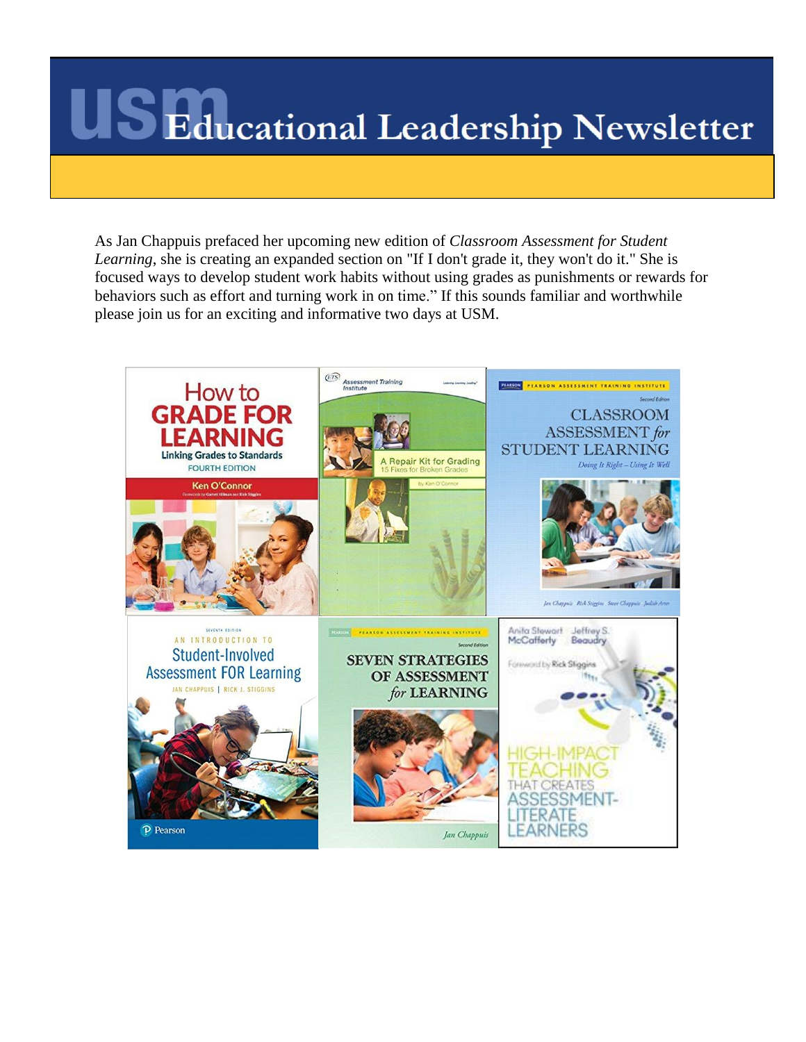# USM Educational Leadership Newsletter

As Jan Chappuis prefaced her upcoming new edition of *Classroom Assessment for Student Learning*, she is creating an expanded section on "If I don't grade it, they won't do it." She is focused ways to develop student work habits without using grades as punishments or rewards for behaviors such as effort and turning work in on time." If this sounds familiar and worthwhile please join us for an exciting and informative two days at USM.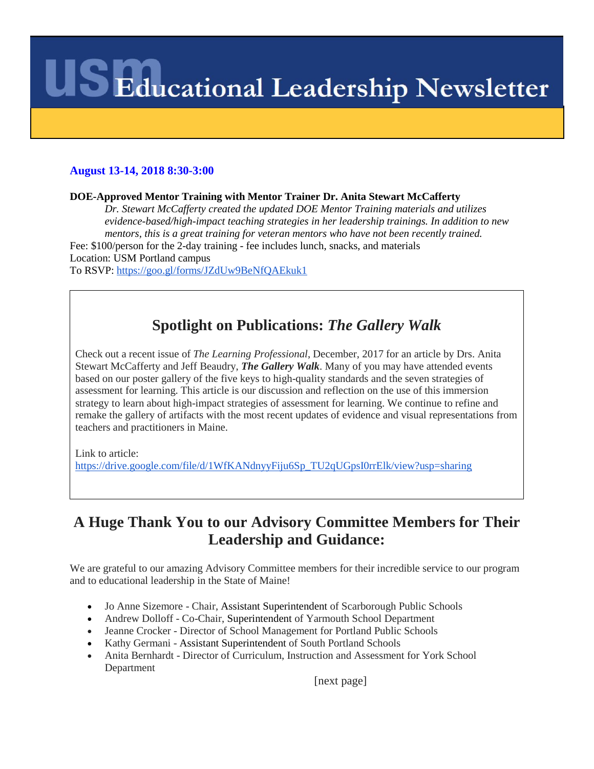# USM Educational Leadership Newsletter

**August 13-14, 2018 8:30-3:00**

**DOE-Approved Mentor Training with Mentor Trainer Dr. Anita Stewart McCafferty**

*Dr. Stewart McCafferty created the updated DOE Mentor Training materials and utilizes evidence-based/high-impact teaching strategies in her leadership trainings. In addition to new mentors, this is a great training for veteran mentors who have not been recently trained.*

Fee: $100/person for the 2-day training - fee includes lunch, snacks, and materials
Location: USM Portland campus
To RSVP: https://goo.gl/forms/JZdUw9BeNfQAEkuk1

## Spotlight on Publications: *The Gallery Walk*

Check out a recent issue of *The Learning Professional*, December, 2017 for an article by Drs. Anita Stewart McCafferty and Jeff Beaudry, ***The Gallery Walk***. Many of you may have attended events based on our poster gallery of the five keys to high-quality standards and the seven strategies of assessment for learning. This article is our discussion and reflection on the use of this immersion strategy to learn about high-impact strategies of assessment for learning. We continue to refine and remake the gallery of artifacts with the most recent updates of evidence and visual representations from teachers and practitioners in Maine.

Link to article:
https://drive.google.com/file/d/1WfKANdnyyFiju6Sp_TU2qUGpsI0rrElk/view?usp=sharing

## A Huge Thank You to our Advisory Committee Members for Their Leadership and Guidance:

We are grateful to our amazing Advisory Committee members for their incredible service to our program and to educational leadership in the State of Maine!

- Jo Anne Sizemore - Chair, Assistant Superintendent of Scarborough Public Schools
- Andrew Dolloff - Co-Chair, Superintendent of Yarmouth School Department
- Jeanne Crocker - Director of School Management for Portland Public Schools
- Kathy Germani - Assistant Superintendent of South Portland Schools
- Anita Bernhardt - Director of Curriculum, Instruction and Assessment for York School Department

[next page]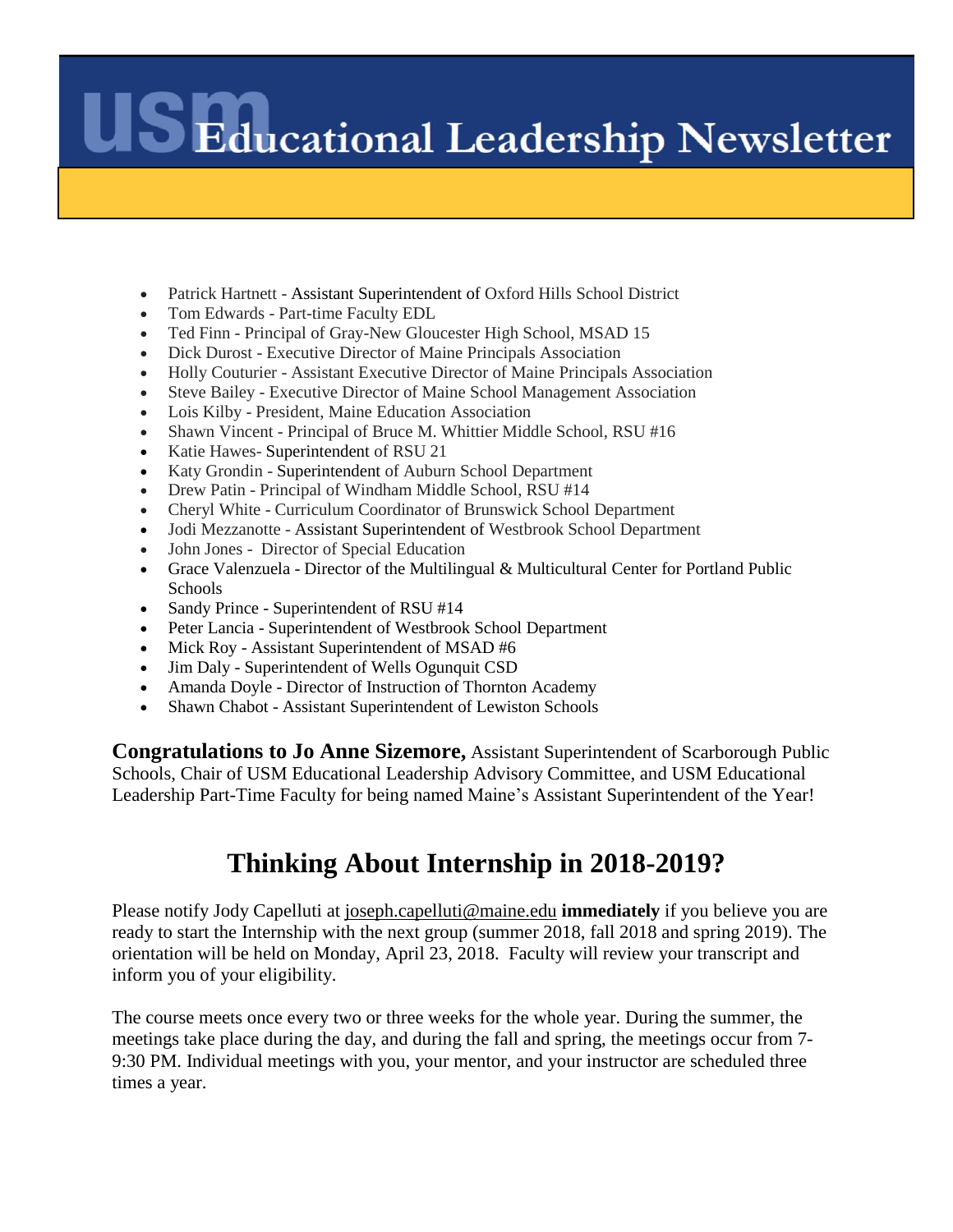- Patrick Hartnett - Assistant Superintendent of Oxford Hills School District
- Tom Edwards - Part-time Faculty EDL
- Ted Finn - Principal of Gray-New Gloucester High School, MSAD 15
- Dick Durost - Executive Director of Maine Principals Association
- Holly Couturier - Assistant Executive Director of Maine Principals Association
- Steve Bailey - Executive Director of Maine School Management Association
- Lois Kilby - President, Maine Education Association
- Shawn Vincent - Principal of Bruce M. Whittier Middle School, RSU #16
- Katie Hawes- Superintendent of RSU 21
- Katy Grondin - Superintendent of Auburn School Department
- Drew Patin - Principal of Windham Middle School, RSU #14
- Cheryl White - Curriculum Coordinator of Brunswick School Department
- Jodi Mezzanotte - Assistant Superintendent of Westbrook School Department
- John Jones - Director of Special Education
- Grace Valenzuela - Director of the Multilingual & Multicultural Center for Portland Public Schools
- Sandy Prince - Superintendent of RSU #14
- Peter Lancia - Superintendent of Westbrook School Department
- Mick Roy - Assistant Superintendent of MSAD #6
- Jim Daly - Superintendent of Wells Ogunquit CSD
- Amanda Doyle - Director of Instruction of Thornton Academy
- Shawn Chabot - Assistant Superintendent of Lewiston Schools

**Congratulations to Jo Anne Sizemore,** Assistant Superintendent of Scarborough Public Schools, Chair of USM Educational Leadership Advisory Committee, and USM Educational Leadership Part-Time Faculty for being named Maine's Assistant Superintendent of the Year!

## Thinking About Internship in 2018-2019?

Please notify Jody Capelluti at joseph.capelluti@maine.edu **immediately** if you believe you are ready to start the Internship with the next group (summer 2018, fall 2018 and spring 2019). The orientation will be held on Monday, April 23, 2018. Faculty will review your transcript and inform you of your eligibility.

The course meets once every two or three weeks for the whole year. During the summer, the meetings take place during the day, and during the fall and spring, the meetings occur from 7-9:30 PM. Individual meetings with you, your mentor, and your instructor are scheduled three times a year.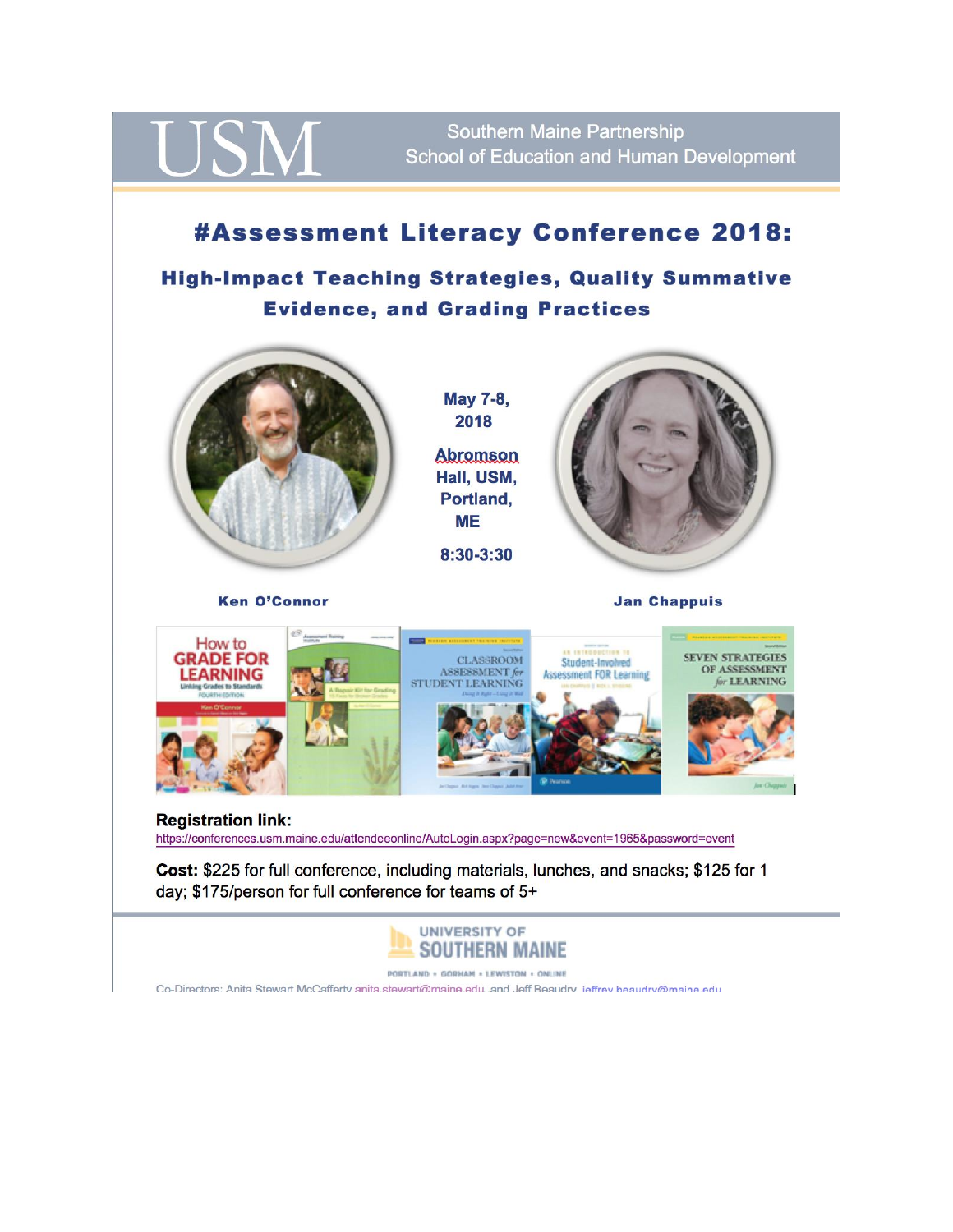USM

Southern Maine Partnership
School of Education and Human Development

# #Assessment Literacy Conference 2018:

## High-Impact Teaching Strategies, Quality Summative Evidence, and Grading Practices

**May 7-8, 2018**

**Abromson Hall, USM, Portland, ME**

**8:30-3:30**

**Ken O'Connor**

**Jan Chappuis**

**Registration link:**
https://conferences.usm.maine.edu/attendeeonline/AutoLogin.aspx?page=new&event=1965&password=event

**Cost:** $225 for full conference, including materials, lunches, and snacks; $125 for 1 day; $175/person for full conference for teams of 5+

UNIVERSITY OF SOUTHERN MAINE

PORTLAND • GORHAM • LEWISTON • ONLINE

Co-Directors: Anita Stewart McCafferty anita.stewart@maine.edu and Jeff Beaudry jeffrey.beaudry@maine.edu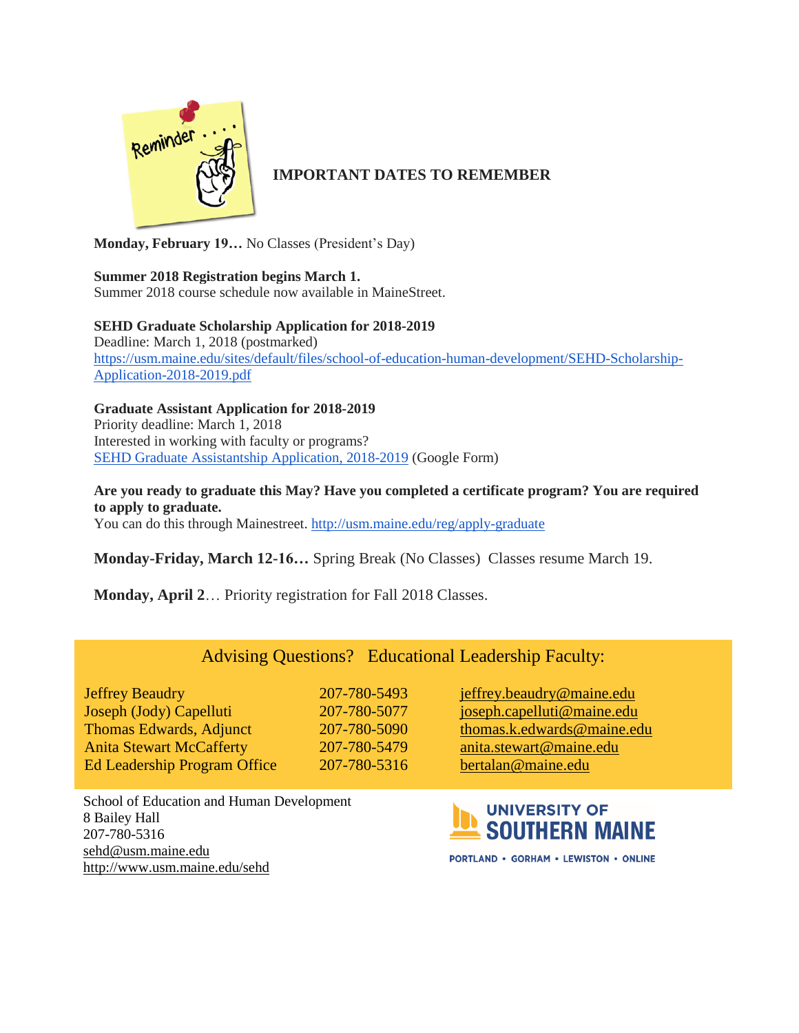## IMPORTANT DATES TO REMEMBER

**Monday, February 19…** No Classes (President's Day)

**Summer 2018 Registration begins March 1.**
Summer 2018 course schedule now available in MaineStreet.

**SEHD Graduate Scholarship Application for 2018-2019**
Deadline: March 1, 2018 (postmarked)
https://usm.maine.edu/sites/default/files/school-of-education-human-development/SEHD-Scholarship-Application-2018-2019.pdf

**Graduate Assistant Application for 2018-2019**
Priority deadline: March 1, 2018
Interested in working with faculty or programs?
SEHD Graduate Assistantship Application, 2018-2019 (Google Form)

**Are you ready to graduate this May? Have you completed a certificate program? You are required to apply to graduate.**
You can do this through Mainestreet. http://usm.maine.edu/reg/apply-graduate

**Monday-Friday, March 12-16…** Spring Break (No Classes) Classes resume March 19.

**Monday, April 2**… Priority registration for Fall 2018 Classes.

### Advising Questions? Educational Leadership Faculty:

| | | |
|---|---|---|
| Jeffrey Beaudry | 207-780-5493 | jeffrey.beaudry@maine.edu |
| Joseph (Jody) Capelluti | 207-780-5077 | joseph.capelluti@maine.edu |
| Thomas Edwards, Adjunct | 207-780-5090 | thomas.k.edwards@maine.edu |
| Anita Stewart McCafferty | 207-780-5479 | anita.stewart@maine.edu |
| Ed Leadership Program Office | 207-780-5316 | bertalan@maine.edu |

School of Education and Human Development
8 Bailey Hall
207-780-5316
sehd@usm.maine.edu
http://www.usm.maine.edu/sehd

UNIVERSITY OF SOUTHERN MAINE
PORTLAND • GORHAM • LEWISTON • ONLINE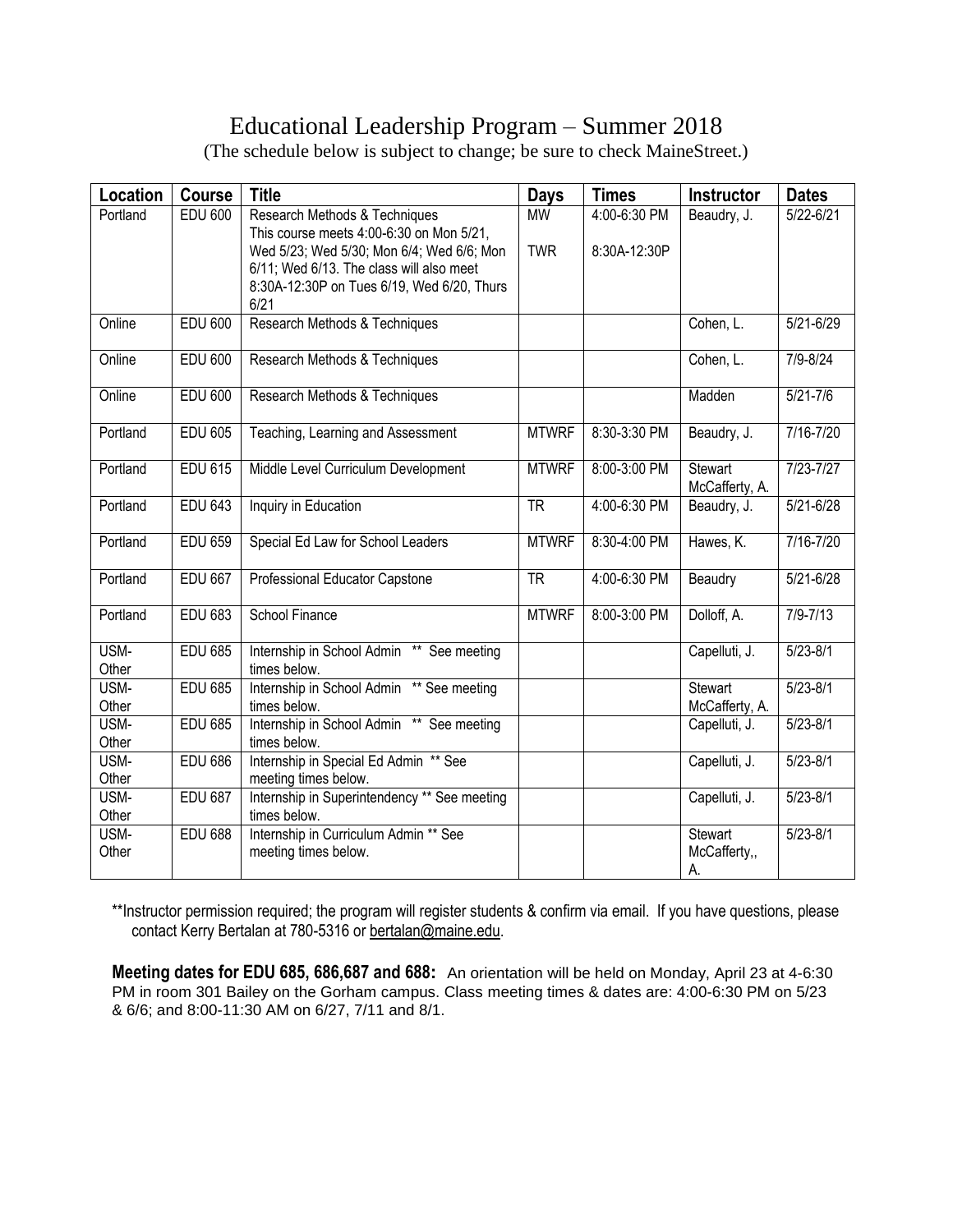# Educational Leadership Program – Summer 2018

(The schedule below is subject to change; be sure to check MaineStreet.)

| Location | Course | Title | Days | Times | Instructor | Dates |
|---|---|---|---|---|---|---|
| Portland | EDU 600 | Research Methods & Techniques This course meets 4:00-6:30 on Mon 5/21, Wed 5/23; Wed 5/30; Mon 6/4; Wed 6/6; Mon 6/11; Wed 6/13. The class will also meet 8:30A-12:30P on Tues 6/19, Wed 6/20, Thurs 6/21 | MW TWR | 4:00-6:30 PM 8:30A-12:30P | Beaudry, J. | 5/22-6/21 |
| Online | EDU 600 | Research Methods & Techniques | | | Cohen, L. | 5/21-6/29 |
| Online | EDU 600 | Research Methods & Techniques | | | Cohen, L. | 7/9-8/24 |
| Online | EDU 600 | Research Methods & Techniques | | | Madden | 5/21-7/6 |
| Portland | EDU 605 | Teaching, Learning and Assessment | MTWRF | 8:30-3:30 PM | Beaudry, J. | 7/16-7/20 |
| Portland | EDU 615 | Middle Level Curriculum Development | MTWRF | 8:00-3:00 PM | Stewart McCafferty, A. | 7/23-7/27 |
| Portland | EDU 643 | Inquiry in Education | TR | 4:00-6:30 PM | Beaudry, J. | 5/21-6/28 |
| Portland | EDU 659 | Special Ed Law for School Leaders | MTWRF | 8:30-4:00 PM | Hawes, K. | 7/16-7/20 |
| Portland | EDU 667 | Professional Educator Capstone | TR | 4:00-6:30 PM | Beaudry | 5/21-6/28 |
| Portland | EDU 683 | School Finance | MTWRF | 8:00-3:00 PM | Dolloff, A. | 7/9-7/13 |
| USM-Other | EDU 685 | Internship in School Admin ** See meeting times below. | | | Capelluti, J. | 5/23-8/1 |
| USM-Other | EDU 685 | Internship in School Admin ** See meeting times below. | | | Stewart McCafferty, A. | 5/23-8/1 |
| USM-Other | EDU 685 | Internship in School Admin ** See meeting times below. | | | Capelluti, J. | 5/23-8/1 |
| USM-Other | EDU 686 | Internship in Special Ed Admin ** See meeting times below. | | | Capelluti, J. | 5/23-8/1 |
| USM-Other | EDU 687 | Internship in Superintendency ** See meeting times below. | | | Capelluti, J. | 5/23-8/1 |
| USM-Other | EDU 688 | Internship in Curriculum Admin ** See meeting times below. | | | Stewart McCafferty,, A. | 5/23-8/1 |

**Instructor permission required; the program will register students & confirm via email. If you have questions, please contact Kerry Bertalan at 780-5316 or bertalan@maine.edu.

**Meeting dates for EDU 685, 686,687 and 688:** An orientation will be held on Monday, April 23 at 4-6:30 PM in room 301 Bailey on the Gorham campus. Class meeting times & dates are: 4:00-6:30 PM on 5/23 & 6/6; and 8:00-11:30 AM on 6/27, 7/11 and 8/1.